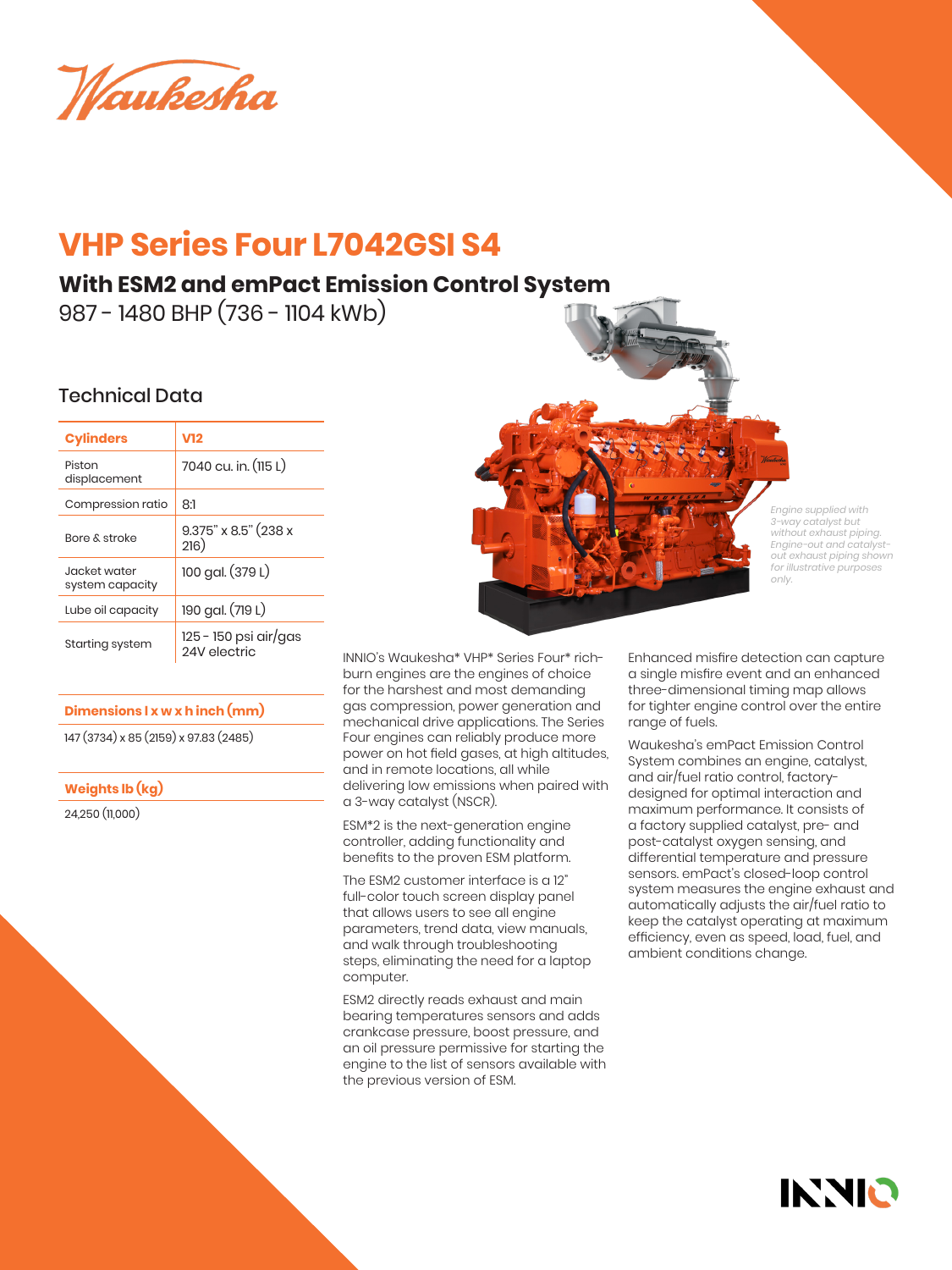# VHP Series Four L7042GSI S4

## With ESM2 and emPact Emission Control System

987 - 1480 BHP (736 - 1104 kWb)

### Technical Data

| Cylinders | V12 |
|---|---|
| Piston displacement | 7040 cu. in. (115 L) |
| Compression ratio | 8:1 |
| Bore & stroke | 9.375" x 8.5" (238 x 216) |
| Jacket water system capacity | 100 gal. (379 L) |
| Lube oil capacity | 190 gal. (719 L) |
| Starting system | 125 - 150 psi air/gas<br>24V electric |

**Dimensions l x w x h inch (mm)**

147 (3734) x 85 (2159) x 97.83 (2485)

**Weights lb (kg)**

24,250 (11,000)

*Engine supplied with 3-way catalyst but without exhaust piping. Engine-out and catalyst-out exhaust piping shown for illustrative purposes only.*

INNIO's Waukesha* VHP* Series Four* rich-burn engines are the engines of choice for the harshest and most demanding gas compression, power generation and mechanical drive applications. The Series Four engines can reliably produce more power on hot field gases, at high altitudes, and in remote locations, all while delivering low emissions when paired with a 3-way catalyst (NSCR).

ESM*2 is the next-generation engine controller, adding functionality and benefits to the proven ESM platform.

The ESM2 customer interface is a 12" full-color touch screen display panel that allows users to see all engine parameters, trend data, view manuals, and walk through troubleshooting steps, eliminating the need for a laptop computer.

ESM2 directly reads exhaust and main bearing temperatures sensors and adds crankcase pressure, boost pressure, and an oil pressure permissive for starting the engine to the list of sensors available with the previous version of ESM.

Enhanced misfire detection can capture a single misfire event and an enhanced three-dimensional timing map allows for tighter engine control over the entire range of fuels.

Waukesha's emPact Emission Control System combines an engine, catalyst, and air/fuel ratio control, factory-designed for optimal interaction and maximum performance. It consists of a factory supplied catalyst, pre- and post-catalyst oxygen sensing, and differential temperature and pressure sensors. emPact's closed-loop control system measures the engine exhaust and automatically adjusts the air/fuel ratio to keep the catalyst operating at maximum efficiency, even as speed, load, fuel, and ambient conditions change.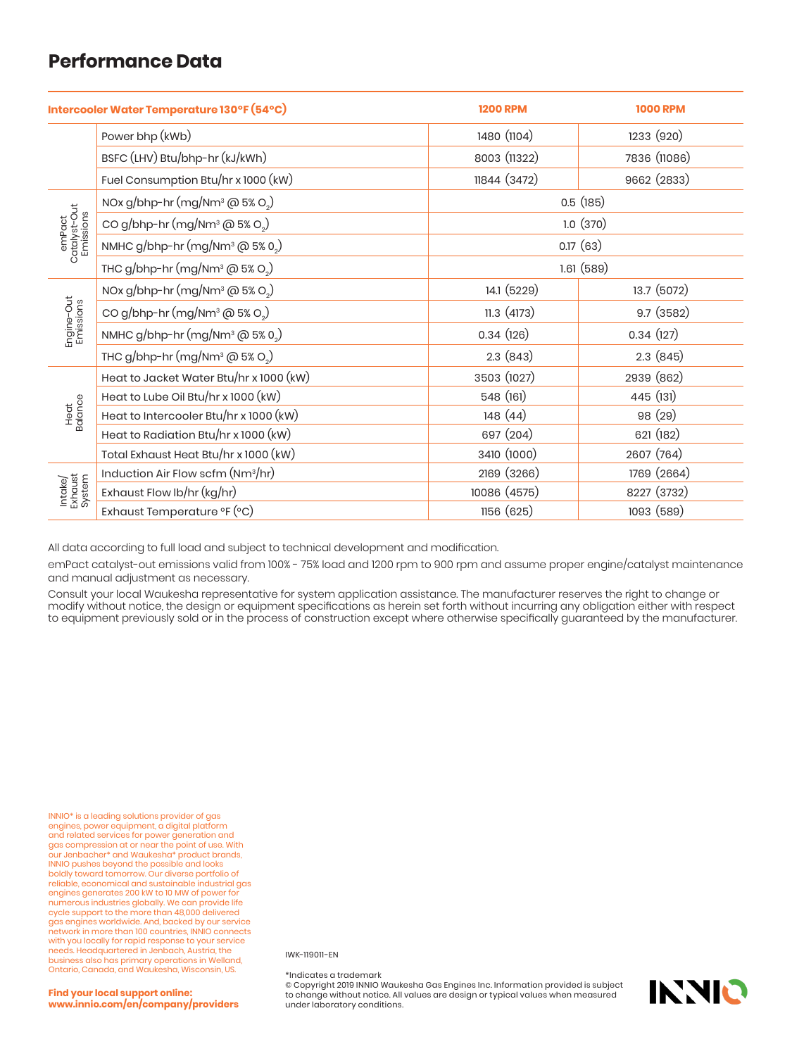## Performance Data

| Intercooler Water Temperature 130°F (54°C) | | 1200 RPM | 1000 RPM |
|---|---|---|---|
| | Power bhp (kWb) | 1480 (1104) | 1233 (920) |
| | BSFC (LHV) Btu/bhp-hr (kJ/kWh) | 8003 (11322) | 7836 (11086) |
| | Fuel Consumption Btu/hr x 1000 (kW) | 11844 (3472) | 9662 (2833) |
| emPact Catalyst-Out Emissions | NOx g/bhp-hr (mg/Nm³ @ 5% $O_2$) | 0.5 (185) | |
| | CO g/bhp-hr (mg/Nm³ @ 5% $O_2$) | 1.0 (370) | |
| | NMHC g/bhp-hr (mg/Nm³ @ 5% $O_2$) | 0.17 (63) | |
| | THC g/bhp-hr (mg/Nm³ @ 5% $O_2$) | 1.61 (589) | |
| Engine-Out Emissions | NOx g/bhp-hr (mg/Nm³ @ 5% $O_2$) | 14.1 (5229) | 13.7 (5072) |
| | CO g/bhp-hr (mg/Nm³ @ 5% $O_2$) | 11.3 (4173) | 9.7 (3582) |
| | NMHC g/bhp-hr (mg/Nm³ @ 5% $O_2$) | 0.34 (126) | 0.34 (127) |
| | THC g/bhp-hr (mg/Nm³ @ 5% $O_2$) | 2.3 (843) | 2.3 (845) |
| Heat Balance | Heat to Jacket Water Btu/hr x 1000 (kW) | 3503 (1027) | 2939 (862) |
| | Heat to Lube Oil Btu/hr x 1000 (kW) | 548 (161) | 445 (131) |
| | Heat to Intercooler Btu/hr x 1000 (kW) | 148 (44) | 98 (29) |
| | Heat to Radiation Btu/hr x 1000 (kW) | 697 (204) | 621 (182) |
| | Total Exhaust Heat Btu/hr x 1000 (kW) | 3410 (1000) | 2607 (764) |
| Intake/ Exhaust System | Induction Air Flow scfm (Nm³/hr) | 2169 (3266) | 1769 (2664) |
| | Exhaust Flow lb/hr (kg/hr) | 10086 (4575) | 8227 (3732) |
| | Exhaust Temperature °F (°C) | 1156 (625) | 1093 (589) |

All data according to full load and subject to technical development and modification.

emPact catalyst-out emissions valid from 100% - 75% load and 1200 rpm to 900 rpm and assume proper engine/catalyst maintenance and manual adjustment as necessary.

Consult your local Waukesha representative for system application assistance. The manufacturer reserves the right to change or modify without notice, the design or equipment specifications as herein set forth without incurring any obligation either with respect to equipment previously sold or in the process of construction except where otherwise specifically guaranteed by the manufacturer.

INNIO* is a leading solutions provider of gas engines, power equipment, a digital platform and related services for power generation and gas compression at or near the point of use. With our Jenbacher* and Waukesha* product brands, INNIO pushes beyond the possible and looks boldly toward tomorrow. Our diverse portfolio of reliable, economical and sustainable industrial gas engines generates 200 kW to 10 MW of power for numerous industries globally. We can provide life cycle support to the more than 48,000 delivered gas engines worldwide. And, backed by our service network in more than 100 countries, INNIO connects with you locally for rapid response to your service needs. Headquartered in Jenbach, Austria, the business also has primary operations in Welland, Ontario, Canada, and Waukesha, Wisconsin, US.

**Find your local support online:**
**www.innio.com/en/company/providers**

IWK-119011-EN

*Indicates a trademark
© Copyright 2019 INNIO Waukesha Gas Engines Inc. Information provided is subject to change without notice. All values are design or typical values when measured under laboratory conditions.

INNIO